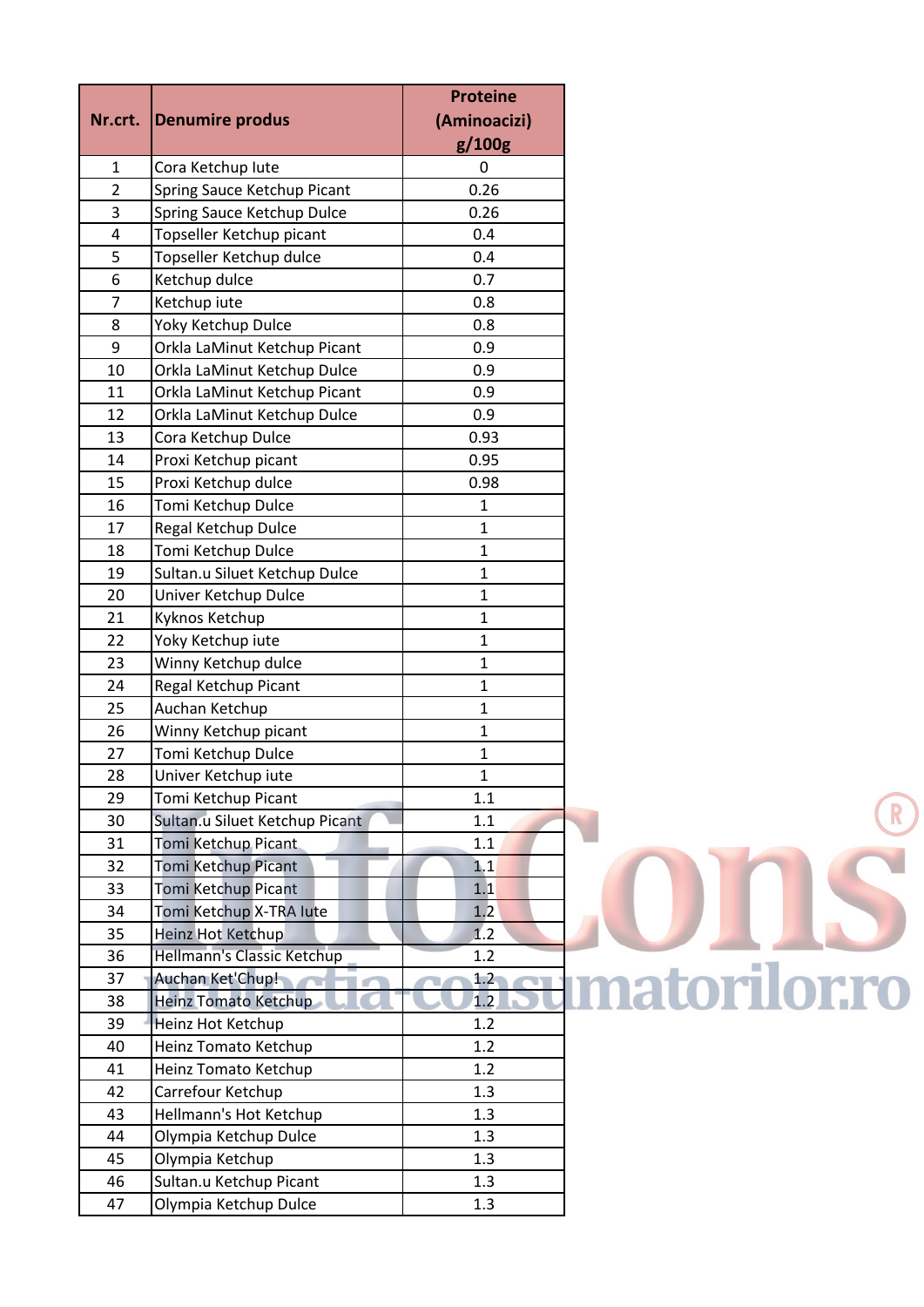| Nr.crt. | Denumire produs | Proteine (Aminoacizi) g/100g |
|---|---|---|
| 1 | Cora Ketchup Iute | 0 |
| 2 | Spring Sauce Ketchup Picant | 0.26 |
| 3 | Spring Sauce Ketchup Dulce | 0.26 |
| 4 | Topseller Ketchup picant | 0.4 |
| 5 | Topseller Ketchup dulce | 0.4 |
| 6 | Ketchup dulce | 0.7 |
| 7 | Ketchup iute | 0.8 |
| 8 | Yoky Ketchup Dulce | 0.8 |
| 9 | Orkla LaMinut Ketchup Picant | 0.9 |
| 10 | Orkla LaMinut Ketchup Dulce | 0.9 |
| 11 | Orkla LaMinut Ketchup Picant | 0.9 |
| 12 | Orkla LaMinut Ketchup Dulce | 0.9 |
| 13 | Cora Ketchup Dulce | 0.93 |
| 14 | Proxi Ketchup picant | 0.95 |
| 15 | Proxi Ketchup dulce | 0.98 |
| 16 | Tomi Ketchup Dulce | 1 |
| 17 | Regal Ketchup Dulce | 1 |
| 18 | Tomi Ketchup Dulce | 1 |
| 19 | Sultan.u Siluet Ketchup Dulce | 1 |
| 20 | Univer Ketchup Dulce | 1 |
| 21 | Kyknos Ketchup | 1 |
| 22 | Yoky Ketchup iute | 1 |
| 23 | Winny Ketchup dulce | 1 |
| 24 | Regal Ketchup Picant | 1 |
| 25 | Auchan Ketchup | 1 |
| 26 | Winny Ketchup picant | 1 |
| 27 | Tomi Ketchup Dulce | 1 |
| 28 | Univer Ketchup iute | 1 |
| 29 | Tomi Ketchup Picant | 1.1 |
| 30 | Sultan.u Siluet Ketchup Picant | 1.1 |
| 31 | Tomi Ketchup Picant | 1.1 |
| 32 | Tomi Ketchup Picant | 1.1 |
| 33 | Tomi Ketchup Picant | 1.1 |
| 34 | Tomi Ketchup X-TRA Iute | 1.2 |
| 35 | Heinz Hot Ketchup | 1.2 |
| 36 | Hellmann's Classic Ketchup | 1.2 |
| 37 | Auchan Ket'Chup! | 1.2 |
| 38 | Heinz Tomato Ketchup | 1.2 |
| 39 | Heinz Hot Ketchup | 1.2 |
| 40 | Heinz Tomato Ketchup | 1.2 |
| 41 | Heinz Tomato Ketchup | 1.2 |
| 42 | Carrefour Ketchup | 1.3 |
| 43 | Hellmann's Hot Ketchup | 1.3 |
| 44 | Olympia Ketchup Dulce | 1.3 |
| 45 | Olympia Ketchup | 1.3 |
| 46 | Sultan.u Ketchup Picant | 1.3 |
| 47 | Olympia Ketchup Dulce | 1.3 |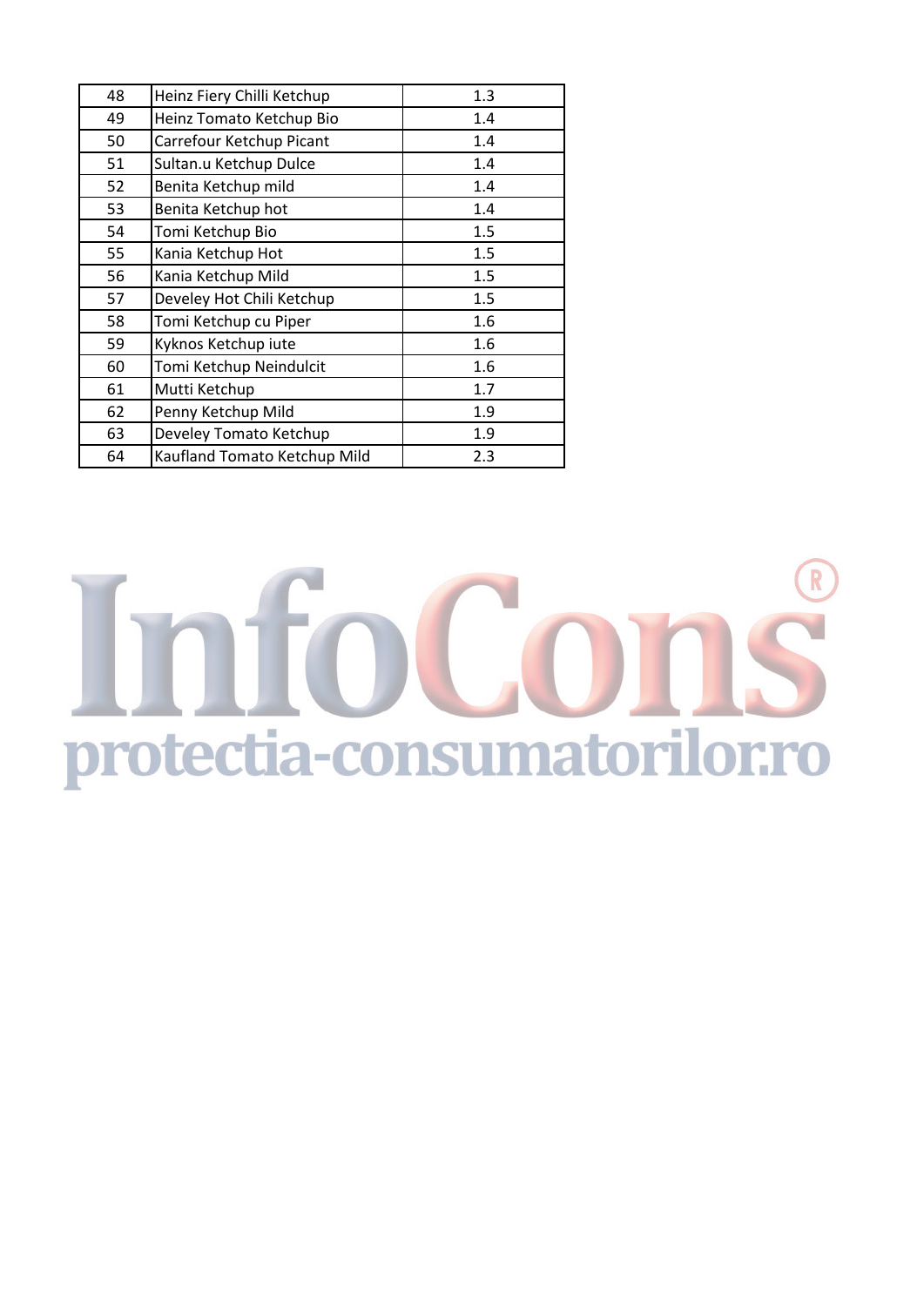| | | |
|---|---|---|
| 48 | Heinz Fiery Chilli Ketchup | 1.3 |
| 49 | Heinz Tomato Ketchup Bio | 1.4 |
| 50 | Carrefour Ketchup Picant | 1.4 |
| 51 | Sultan.u Ketchup Dulce | 1.4 |
| 52 | Benita Ketchup mild | 1.4 |
| 53 | Benita Ketchup hot | 1.4 |
| 54 | Tomi Ketchup Bio | 1.5 |
| 55 | Kania Ketchup Hot | 1.5 |
| 56 | Kania Ketchup Mild | 1.5 |
| 57 | Develey Hot Chili Ketchup | 1.5 |
| 58 | Tomi Ketchup cu Piper | 1.6 |
| 59 | Kyknos Ketchup iute | 1.6 |
| 60 | Tomi Ketchup Neindulcit | 1.6 |
| 61 | Mutti Ketchup | 1.7 |
| 62 | Penny Ketchup Mild | 1.9 |
| 63 | Develey Tomato Ketchup | 1.9 |
| 64 | Kaufland Tomato Ketchup Mild | 2.3 |

InfoCons®
protectia-consumatorilor.ro